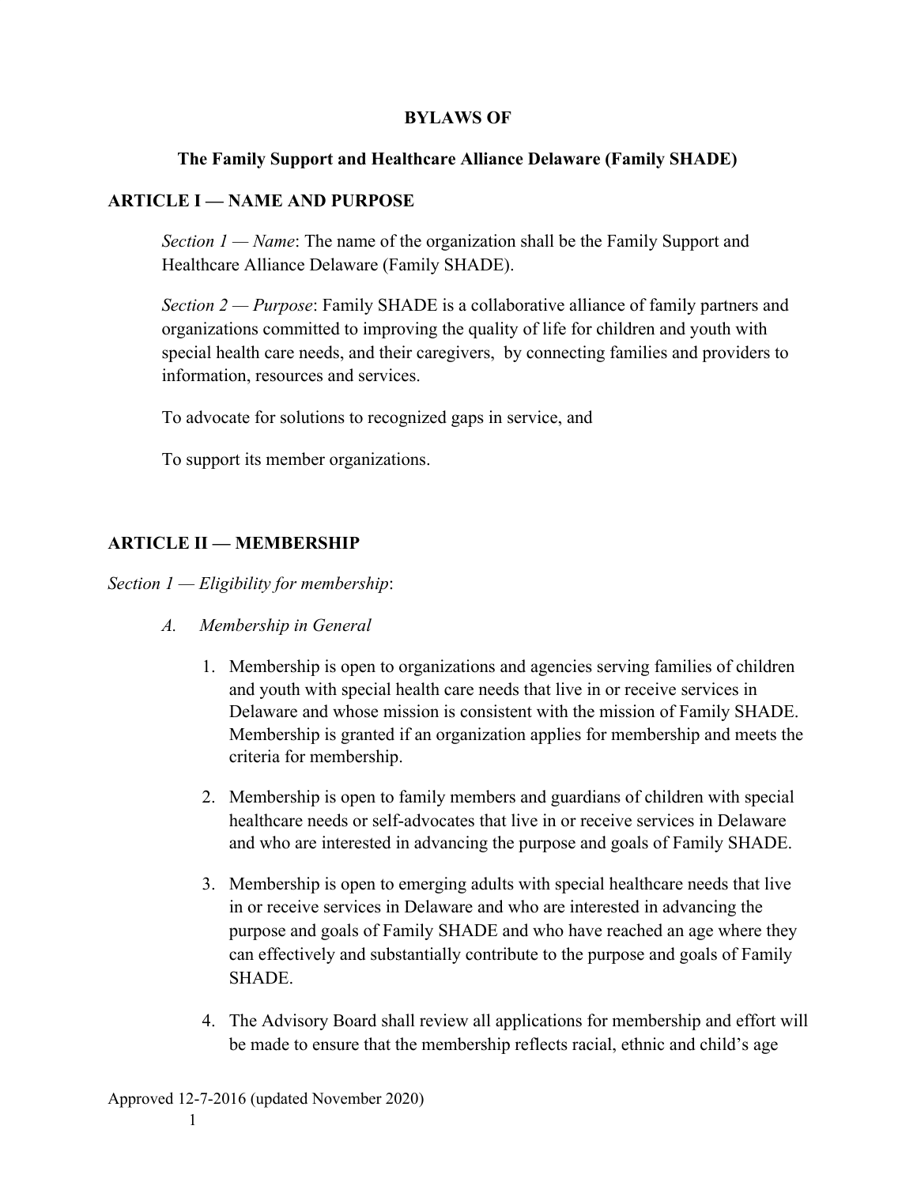**BYLAWS OF**

**The Family Support and Healthcare Alliance Delaware (Family SHADE)**

## ARTICLE I — NAME AND PURPOSE

*Section 1 — Name*: The name of the organization shall be the Family Support and Healthcare Alliance Delaware (Family SHADE).

*Section 2 — Purpose*: Family SHADE is a collaborative alliance of family partners and organizations committed to improving the quality of life for children and youth with special health care needs, and their caregivers, by connecting families and providers to information, resources and services.

To advocate for solutions to recognized gaps in service, and

To support its member organizations.

## ARTICLE II — MEMBERSHIP

*Section 1 — Eligibility for membership*:

*A. Membership in General*

1. Membership is open to organizations and agencies serving families of children and youth with special health care needs that live in or receive services in Delaware and whose mission is consistent with the mission of Family SHADE. Membership is granted if an organization applies for membership and meets the criteria for membership.

2. Membership is open to family members and guardians of children with special healthcare needs or self-advocates that live in or receive services in Delaware and who are interested in advancing the purpose and goals of Family SHADE.

3. Membership is open to emerging adults with special healthcare needs that live in or receive services in Delaware and who are interested in advancing the purpose and goals of Family SHADE and who have reached an age where they can effectively and substantially contribute to the purpose and goals of Family SHADE.

4. The Advisory Board shall review all applications for membership and effort will be made to ensure that the membership reflects racial, ethnic and child's age

Approved 12-7-2016 (updated November 2020)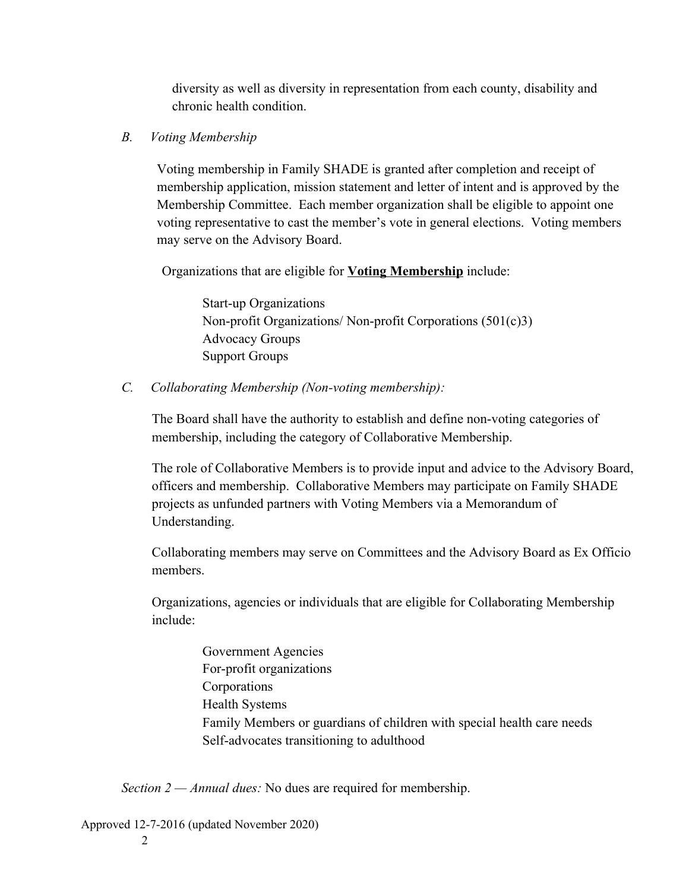diversity as well as diversity in representation from each county, disability and chronic health condition.

*B. Voting Membership*

Voting membership in Family SHADE is granted after completion and receipt of membership application, mission statement and letter of intent and is approved by the Membership Committee. Each member organization shall be eligible to appoint one voting representative to cast the member's vote in general elections. Voting members may serve on the Advisory Board.

Organizations that are eligible for **Voting Membership** include:

Start-up Organizations
Non-profit Organizations/ Non-profit Corporations (501(c)3)
Advocacy Groups
Support Groups

*C. Collaborating Membership (Non-voting membership):*

The Board shall have the authority to establish and define non-voting categories of membership, including the category of Collaborative Membership.

The role of Collaborative Members is to provide input and advice to the Advisory Board, officers and membership. Collaborative Members may participate on Family SHADE projects as unfunded partners with Voting Members via a Memorandum of Understanding.

Collaborating members may serve on Committees and the Advisory Board as Ex Officio members.

Organizations, agencies or individuals that are eligible for Collaborating Membership include:

Government Agencies
For-profit organizations
Corporations
Health Systems
Family Members or guardians of children with special health care needs
Self-advocates transitioning to adulthood

*Section 2 — Annual dues:* No dues are required for membership.

Approved 12-7-2016 (updated November 2020)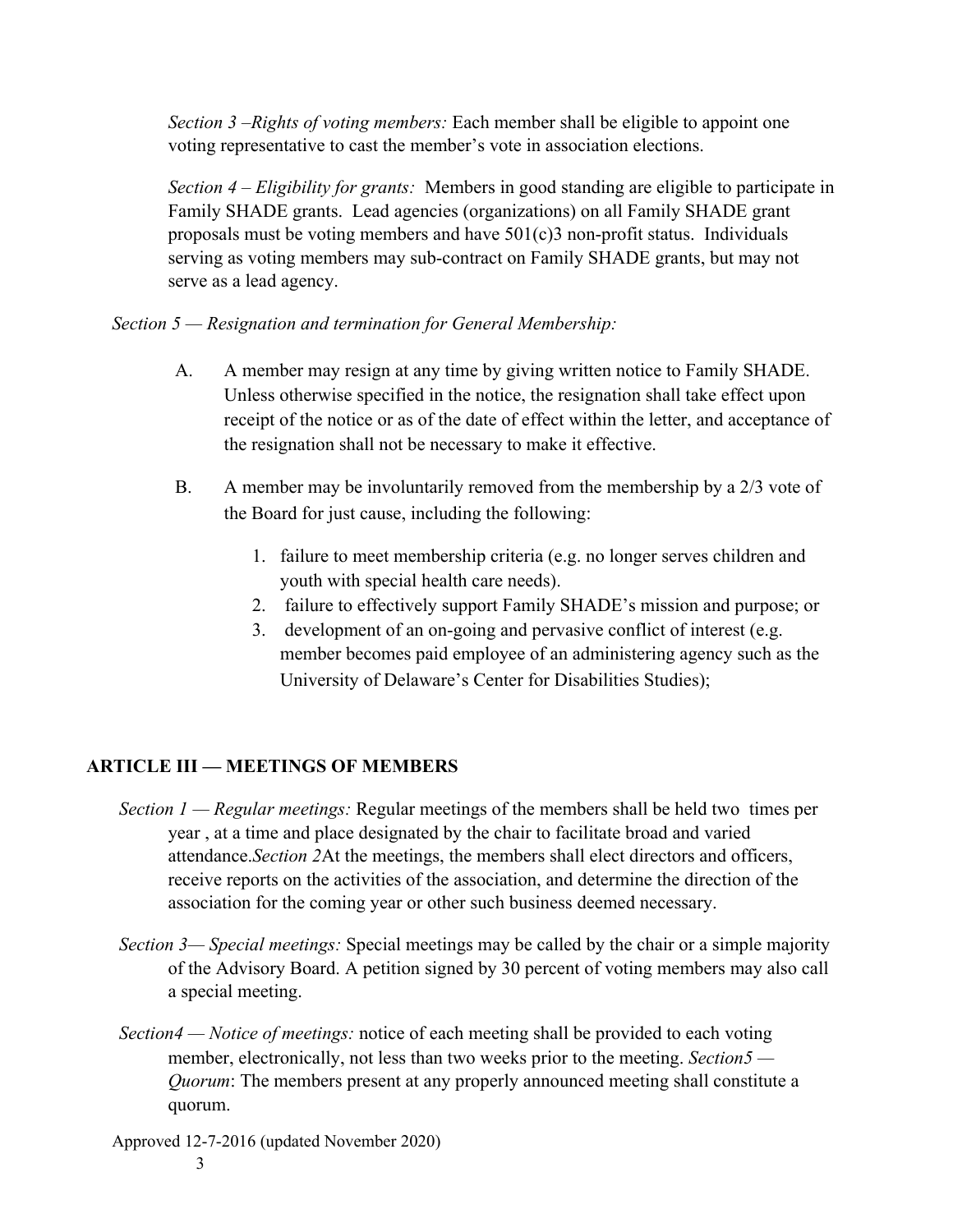*Section 3 –Rights of voting members:* Each member shall be eligible to appoint one voting representative to cast the member's vote in association elections.

*Section 4 – Eligibility for grants:* Members in good standing are eligible to participate in Family SHADE grants. Lead agencies (organizations) on all Family SHADE grant proposals must be voting members and have 501(c)3 non-profit status. Individuals serving as voting members may sub-contract on Family SHADE grants, but may not serve as a lead agency.

*Section 5 — Resignation and termination for General Membership:*

A. A member may resign at any time by giving written notice to Family SHADE. Unless otherwise specified in the notice, the resignation shall take effect upon receipt of the notice or as of the date of effect within the letter, and acceptance of the resignation shall not be necessary to make it effective.

B. A member may be involuntarily removed from the membership by a 2/3 vote of the Board for just cause, including the following:

1. failure to meet membership criteria (e.g. no longer serves children and youth with special health care needs).
2. failure to effectively support Family SHADE's mission and purpose; or
3. development of an on-going and pervasive conflict of interest (e.g. member becomes paid employee of an administering agency such as the University of Delaware's Center for Disabilities Studies);

## ARTICLE III — MEETINGS OF MEMBERS

*Section 1 — Regular meetings:* Regular meetings of the members shall be held two times per year , at a time and place designated by the chair to facilitate broad and varied attendance.*Section 2*At the meetings, the members shall elect directors and officers, receive reports on the activities of the association, and determine the direction of the association for the coming year or other such business deemed necessary.

*Section 3— Special meetings:* Special meetings may be called by the chair or a simple majority of the Advisory Board. A petition signed by 30 percent of voting members may also call a special meeting.

*Section4 — Notice of meetings:* notice of each meeting shall be provided to each voting member, electronically, not less than two weeks prior to the meeting. *Section5 — Quorum*: The members present at any properly announced meeting shall constitute a quorum.

Approved 12-7-2016 (updated November 2020)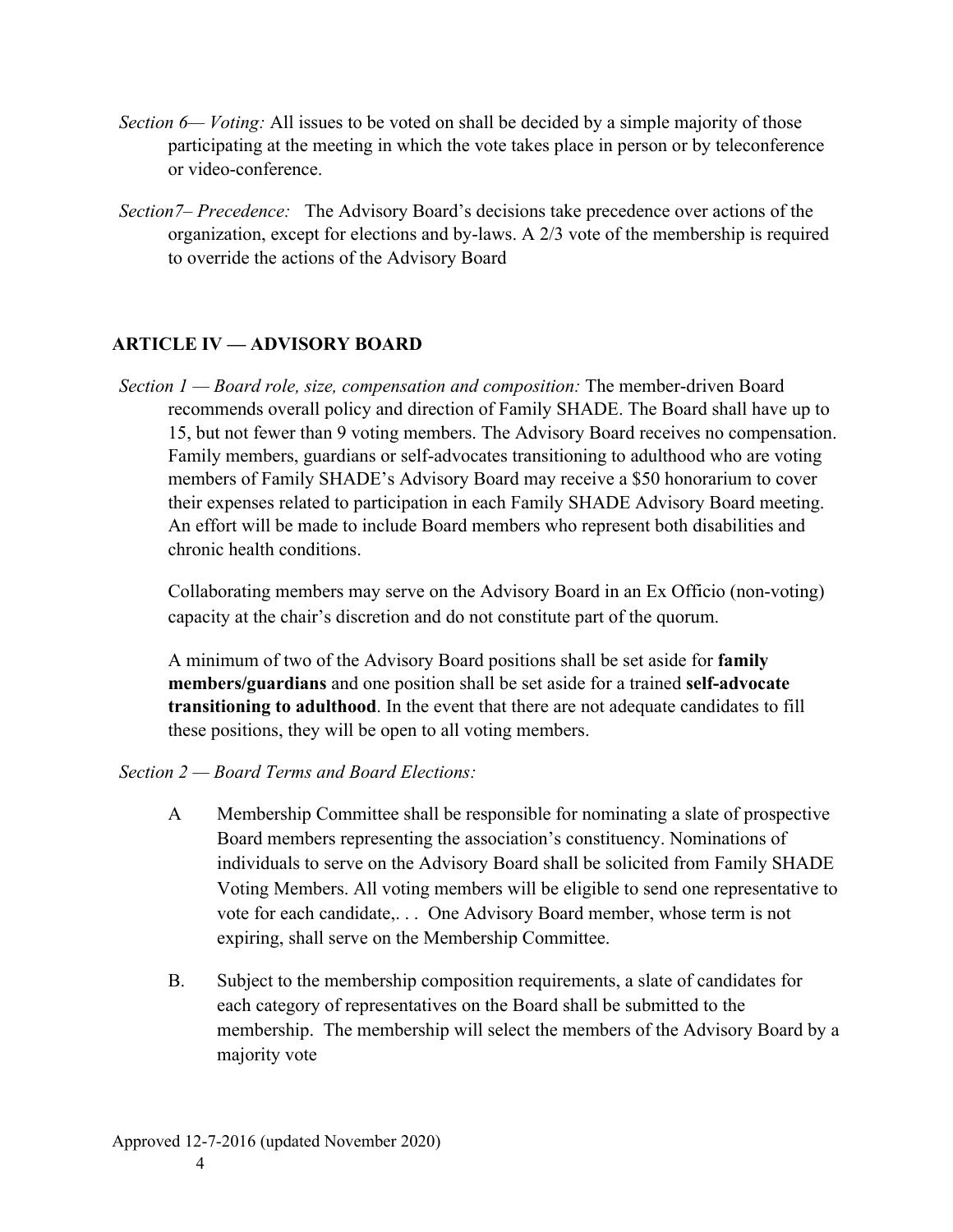*Section 6— Voting:* All issues to be voted on shall be decided by a simple majority of those participating at the meeting in which the vote takes place in person or by teleconference or video-conference.

*Section7– Precedence:* The Advisory Board's decisions take precedence over actions of the organization, except for elections and by-laws. A 2/3 vote of the membership is required to override the actions of the Advisory Board

## ARTICLE IV — ADVISORY BOARD

*Section 1 — Board role, size, compensation and composition:* The member-driven Board recommends overall policy and direction of Family SHADE. The Board shall have up to 15, but not fewer than 9 voting members. The Advisory Board receives no compensation. Family members, guardians or self-advocates transitioning to adulthood who are voting members of Family SHADE's Advisory Board may receive a $50 honorarium to cover their expenses related to participation in each Family SHADE Advisory Board meeting. An effort will be made to include Board members who represent both disabilities and chronic health conditions.

Collaborating members may serve on the Advisory Board in an Ex Officio (non-voting) capacity at the chair's discretion and do not constitute part of the quorum.

A minimum of two of the Advisory Board positions shall be set aside for **family members/guardians** and one position shall be set aside for a trained **self-advocate transitioning to adulthood**. In the event that there are not adequate candidates to fill these positions, they will be open to all voting members.

*Section 2 — Board Terms and Board Elections:*

A Membership Committee shall be responsible for nominating a slate of prospective Board members representing the association's constituency. Nominations of individuals to serve on the Advisory Board shall be solicited from Family SHADE Voting Members. All voting members will be eligible to send one representative to vote for each candidate,. . . One Advisory Board member, whose term is not expiring, shall serve on the Membership Committee.

B. Subject to the membership composition requirements, a slate of candidates for each category of representatives on the Board shall be submitted to the membership. The membership will select the members of the Advisory Board by a majority vote

Approved 12-7-2016 (updated November 2020)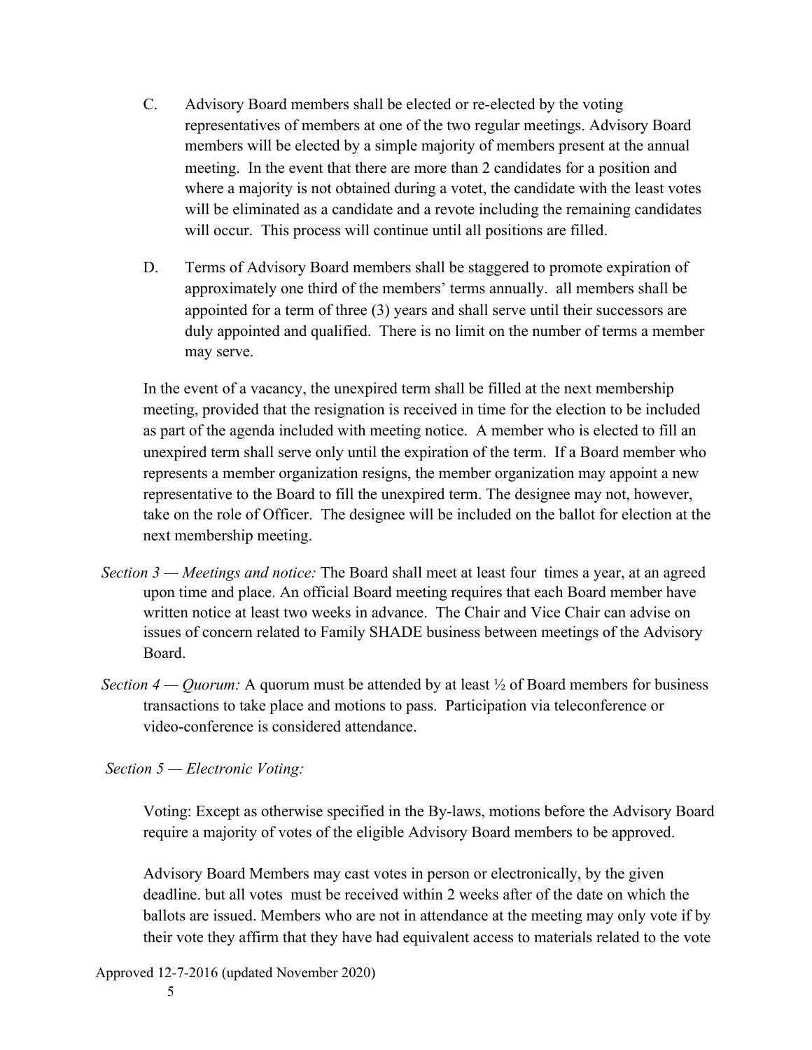C. Advisory Board members shall be elected or re-elected by the voting representatives of members at one of the two regular meetings. Advisory Board members will be elected by a simple majority of members present at the annual meeting. In the event that there are more than 2 candidates for a position and where a majority is not obtained during a votet, the candidate with the least votes will be eliminated as a candidate and a revote including the remaining candidates will occur. This process will continue until all positions are filled.

D. Terms of Advisory Board members shall be staggered to promote expiration of approximately one third of the members' terms annually. all members shall be appointed for a term of three (3) years and shall serve until their successors are duly appointed and qualified. There is no limit on the number of terms a member may serve.

In the event of a vacancy, the unexpired term shall be filled at the next membership meeting, provided that the resignation is received in time for the election to be included as part of the agenda included with meeting notice. A member who is elected to fill an unexpired term shall serve only until the expiration of the term. If a Board member who represents a member organization resigns, the member organization may appoint a new representative to the Board to fill the unexpired term. The designee may not, however, take on the role of Officer. The designee will be included on the ballot for election at the next membership meeting.

*Section 3 — Meetings and notice:* The Board shall meet at least four times a year, at an agreed upon time and place. An official Board meeting requires that each Board member have written notice at least two weeks in advance. The Chair and Vice Chair can advise on issues of concern related to Family SHADE business between meetings of the Advisory Board.

*Section 4 — Quorum:* A quorum must be attended by at least ½ of Board members for business transactions to take place and motions to pass. Participation via teleconference or video-conference is considered attendance.

*Section 5 — Electronic Voting:*

Voting: Except as otherwise specified in the By-laws, motions before the Advisory Board require a majority of votes of the eligible Advisory Board members to be approved.

Advisory Board Members may cast votes in person or electronically, by the given deadline. but all votes must be received within 2 weeks after of the date on which the ballots are issued. Members who are not in attendance at the meeting may only vote if by their vote they affirm that they have had equivalent access to materials related to the vote

Approved 12-7-2016 (updated November 2020)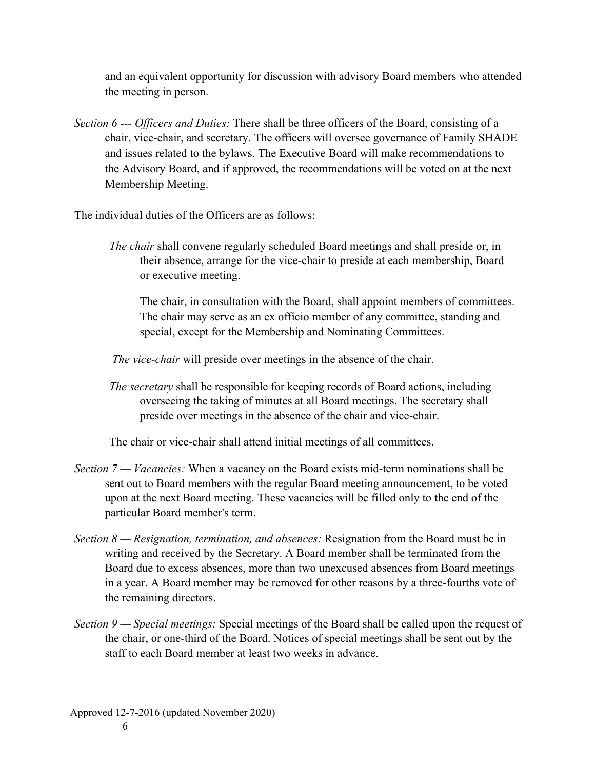and an equivalent opportunity for discussion with advisory Board members who attended the meeting in person.

*Section 6 --- Officers and Duties:* There shall be three officers of the Board, consisting of a chair, vice-chair, and secretary. The officers will oversee governance of Family SHADE and issues related to the bylaws. The Executive Board will make recommendations to the Advisory Board, and if approved, the recommendations will be voted on at the next Membership Meeting.

The individual duties of the Officers are as follows:

*The chair* shall convene regularly scheduled Board meetings and shall preside or, in their absence, arrange for the vice-chair to preside at each membership, Board or executive meeting.

The chair, in consultation with the Board, shall appoint members of committees. The chair may serve as an ex officio member of any committee, standing and special, except for the Membership and Nominating Committees.

*The vice-chair* will preside over meetings in the absence of the chair.

*The secretary* shall be responsible for keeping records of Board actions, including overseeing the taking of minutes at all Board meetings. The secretary shall preside over meetings in the absence of the chair and vice-chair.

The chair or vice-chair shall attend initial meetings of all committees.

*Section 7 — Vacancies:* When a vacancy on the Board exists mid-term nominations shall be sent out to Board members with the regular Board meeting announcement, to be voted upon at the next Board meeting. These vacancies will be filled only to the end of the particular Board member's term.

*Section 8 — Resignation, termination, and absences:* Resignation from the Board must be in writing and received by the Secretary. A Board member shall be terminated from the Board due to excess absences, more than two unexcused absences from Board meetings in a year. A Board member may be removed for other reasons by a three-fourths vote of the remaining directors.

*Section 9 — Special meetings:* Special meetings of the Board shall be called upon the request of the chair, or one-third of the Board. Notices of special meetings shall be sent out by the staff to each Board member at least two weeks in advance.

Approved 12-7-2016 (updated November 2020)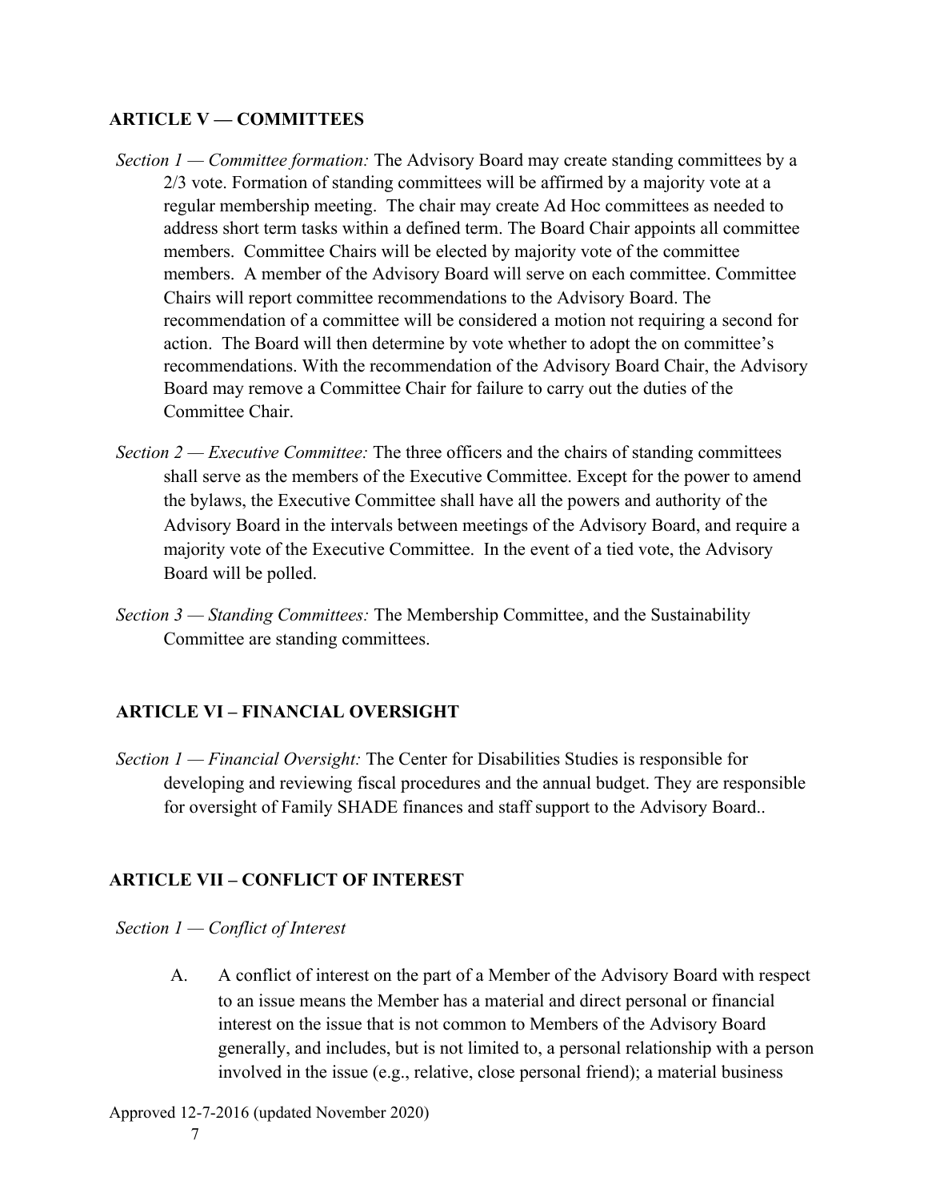## ARTICLE V — COMMITTEES

*Section 1 — Committee formation:* The Advisory Board may create standing committees by a 2/3 vote. Formation of standing committees will be affirmed by a majority vote at a regular membership meeting. The chair may create Ad Hoc committees as needed to address short term tasks within a defined term. The Board Chair appoints all committee members. Committee Chairs will be elected by majority vote of the committee members. A member of the Advisory Board will serve on each committee. Committee Chairs will report committee recommendations to the Advisory Board. The recommendation of a committee will be considered a motion not requiring a second for action. The Board will then determine by vote whether to adopt the on committee's recommendations. With the recommendation of the Advisory Board Chair, the Advisory Board may remove a Committee Chair for failure to carry out the duties of the Committee Chair.

*Section 2 — Executive Committee:* The three officers and the chairs of standing committees shall serve as the members of the Executive Committee. Except for the power to amend the bylaws, the Executive Committee shall have all the powers and authority of the Advisory Board in the intervals between meetings of the Advisory Board, and require a majority vote of the Executive Committee. In the event of a tied vote, the Advisory Board will be polled.

*Section 3 — Standing Committees:* The Membership Committee, and the Sustainability Committee are standing committees.

## ARTICLE VI – FINANCIAL OVERSIGHT

*Section 1 — Financial Oversight:* The Center for Disabilities Studies is responsible for developing and reviewing fiscal procedures and the annual budget. They are responsible for oversight of Family SHADE finances and staff support to the Advisory Board..

## ARTICLE VII – CONFLICT OF INTEREST

*Section 1 — Conflict of Interest*

A. A conflict of interest on the part of a Member of the Advisory Board with respect to an issue means the Member has a material and direct personal or financial interest on the issue that is not common to Members of the Advisory Board generally, and includes, but is not limited to, a personal relationship with a person involved in the issue (e.g., relative, close personal friend); a material business

Approved 12-7-2016 (updated November 2020)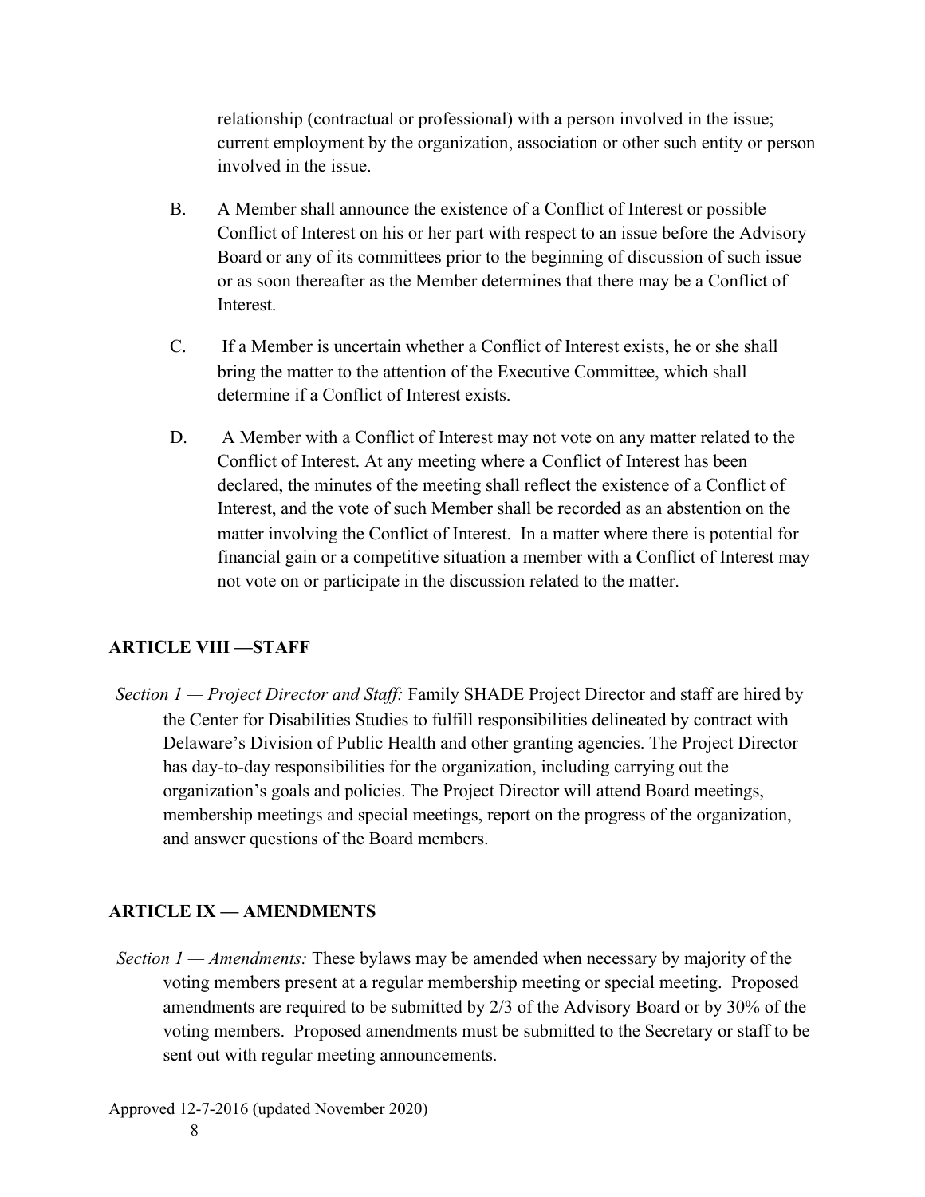relationship (contractual or professional) with a person involved in the issue; current employment by the organization, association or other such entity or person involved in the issue.

B. A Member shall announce the existence of a Conflict of Interest or possible Conflict of Interest on his or her part with respect to an issue before the Advisory Board or any of its committees prior to the beginning of discussion of such issue or as soon thereafter as the Member determines that there may be a Conflict of Interest.

C. If a Member is uncertain whether a Conflict of Interest exists, he or she shall bring the matter to the attention of the Executive Committee, which shall determine if a Conflict of Interest exists.

D. A Member with a Conflict of Interest may not vote on any matter related to the Conflict of Interest. At any meeting where a Conflict of Interest has been declared, the minutes of the meeting shall reflect the existence of a Conflict of Interest, and the vote of such Member shall be recorded as an abstention on the matter involving the Conflict of Interest. In a matter where there is potential for financial gain or a competitive situation a member with a Conflict of Interest may not vote on or participate in the discussion related to the matter.

## ARTICLE VIII —STAFF

*Section 1 — Project Director and Staff:* Family SHADE Project Director and staff are hired by the Center for Disabilities Studies to fulfill responsibilities delineated by contract with Delaware's Division of Public Health and other granting agencies. The Project Director has day-to-day responsibilities for the organization, including carrying out the organization's goals and policies. The Project Director will attend Board meetings, membership meetings and special meetings, report on the progress of the organization, and answer questions of the Board members.

## ARTICLE IX — AMENDMENTS

*Section 1 — Amendments:* These bylaws may be amended when necessary by majority of the voting members present at a regular membership meeting or special meeting. Proposed amendments are required to be submitted by 2/3 of the Advisory Board or by 30% of the voting members. Proposed amendments must be submitted to the Secretary or staff to be sent out with regular meeting announcements.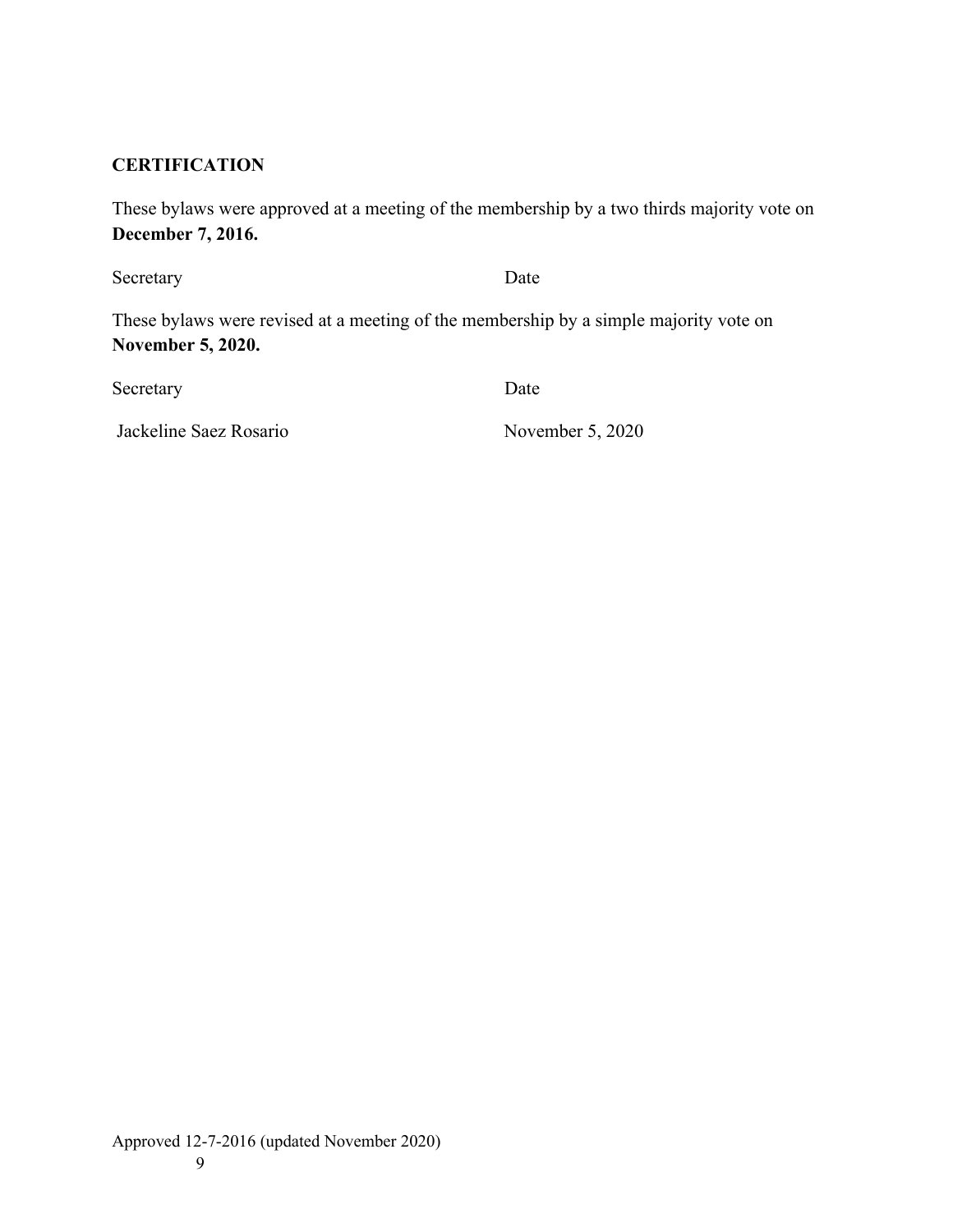## CERTIFICATION

These bylaws were approved at a meeting of the membership by a two thirds majority vote on **December 7, 2016.**

Secretary Date

These bylaws were revised at a meeting of the membership by a simple majority vote on **November 5, 2020.**

Secretary Date

Jackeline Saez Rosario November 5, 2020